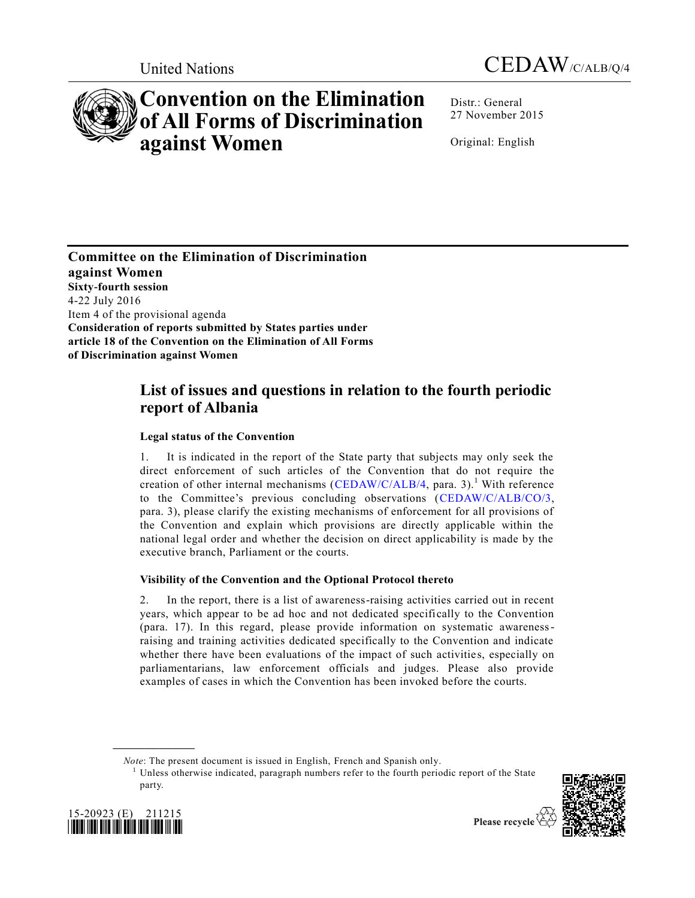United Nations

CEDAW/C/ALB/Q/4

# Convention on the Elimination of All Forms of Discrimination against Women

Distr.: General
27 November 2015

Original: English

**Committee on the Elimination of Discrimination against Women**
**Sixty-fourth session**
4-22 July 2016
Item 4 of the provisional agenda
**Consideration of reports submitted by States parties under article 18 of the Convention on the Elimination of All Forms of Discrimination against Women**

## List of issues and questions in relation to the fourth periodic report of Albania

### Legal status of the Convention

1. It is indicated in the report of the State party that subjects may only seek the direct enforcement of such articles of the Convention that do not require the creation of other internal mechanisms (CEDAW/C/ALB/4, para. 3).[1] With reference to the Committee's previous concluding observations (CEDAW/C/ALB/CO/3, para. 3), please clarify the existing mechanisms of enforcement for all provisions of the Convention and explain which provisions are directly applicable within the national legal order and whether the decision on direct applicability is made by the executive branch, Parliament or the courts.

### Visibility of the Convention and the Optional Protocol thereto

2. In the report, there is a list of awareness-raising activities carried out in recent years, which appear to be ad hoc and not dedicated specifically to the Convention (para. 17). In this regard, please provide information on systematic awareness-raising and training activities dedicated specifically to the Convention and indicate whether there have been evaluations of the impact of such activities, especially on parliamentarians, law enforcement officials and judges. Please also provide examples of cases in which the Convention has been invoked before the courts.

*Note*: The present document is issued in English, French and Spanish only.

[1] Unless otherwise indicated, paragraph numbers refer to the fourth periodic report of the State party.

15-20923 (E) 211215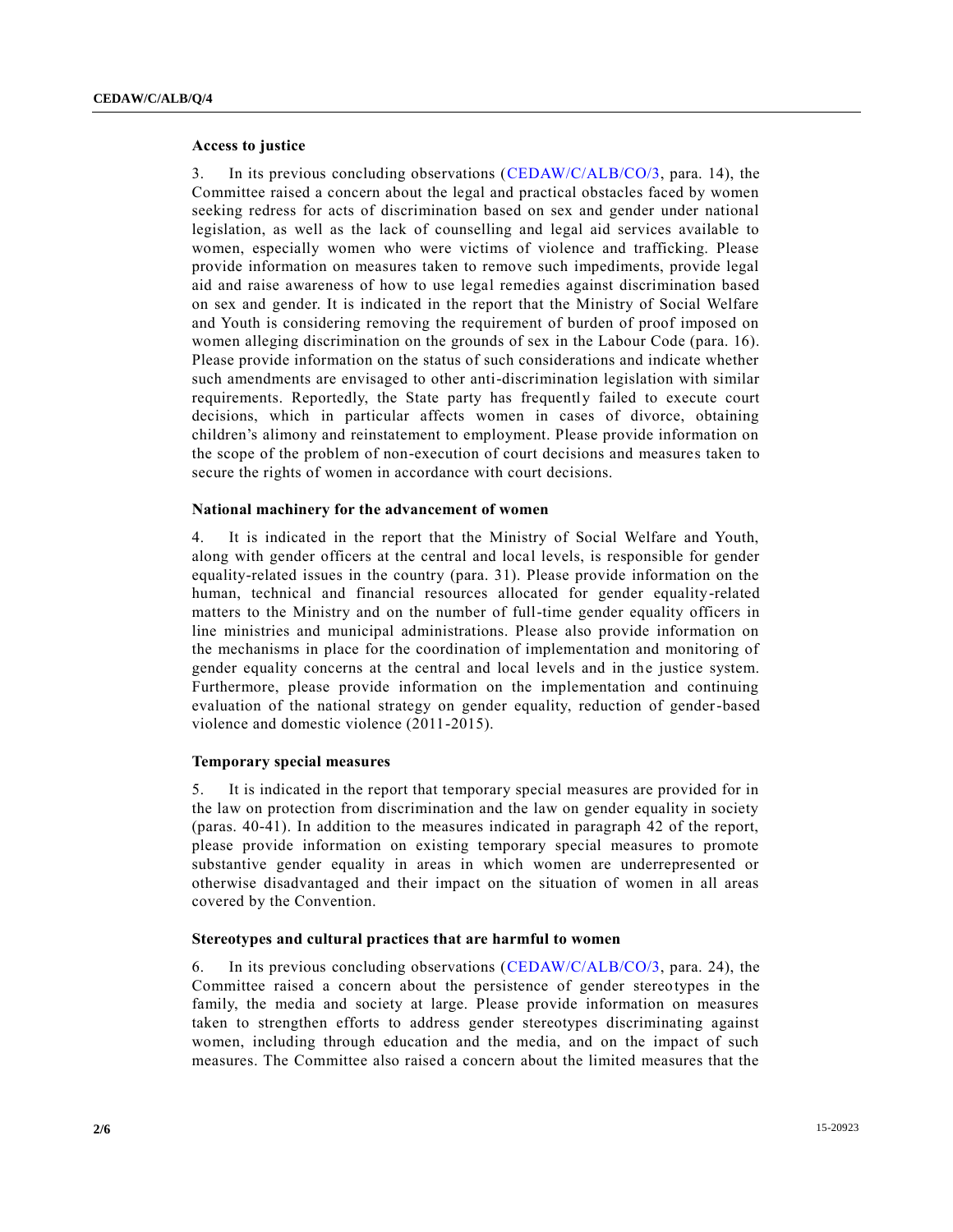### Access to justice

3. In its previous concluding observations (CEDAW/C/ALB/CO/3, para. 14), the Committee raised a concern about the legal and practical obstacles faced by women seeking redress for acts of discrimination based on sex and gender under national legislation, as well as the lack of counselling and legal aid services available to women, especially women who were victims of violence and trafficking. Please provide information on measures taken to remove such impediments, provide legal aid and raise awareness of how to use legal remedies against discrimination based on sex and gender. It is indicated in the report that the Ministry of Social Welfare and Youth is considering removing the requirement of burden of proof imposed on women alleging discrimination on the grounds of sex in the Labour Code (para. 16). Please provide information on the status of such considerations and indicate whether such amendments are envisaged to other anti-discrimination legislation with similar requirements. Reportedly, the State party has frequently failed to execute court decisions, which in particular affects women in cases of divorce, obtaining children's alimony and reinstatement to employment. Please provide information on the scope of the problem of non-execution of court decisions and measures taken to secure the rights of women in accordance with court decisions.

### National machinery for the advancement of women

4. It is indicated in the report that the Ministry of Social Welfare and Youth, along with gender officers at the central and local levels, is responsible for gender equality-related issues in the country (para. 31). Please provide information on the human, technical and financial resources allocated for gender equality-related matters to the Ministry and on the number of full-time gender equality officers in line ministries and municipal administrations. Please also provide information on the mechanisms in place for the coordination of implementation and monitoring of gender equality concerns at the central and local levels and in the justice system. Furthermore, please provide information on the implementation and continuing evaluation of the national strategy on gender equality, reduction of gender-based violence and domestic violence (2011-2015).

### Temporary special measures

5. It is indicated in the report that temporary special measures are provided for in the law on protection from discrimination and the law on gender equality in society (paras. 40-41). In addition to the measures indicated in paragraph 42 of the report, please provide information on existing temporary special measures to promote substantive gender equality in areas in which women are underrepresented or otherwise disadvantaged and their impact on the situation of women in all areas covered by the Convention.

### Stereotypes and cultural practices that are harmful to women

6. In its previous concluding observations (CEDAW/C/ALB/CO/3, para. 24), the Committee raised a concern about the persistence of gender stereotypes in the family, the media and society at large. Please provide information on measures taken to strengthen efforts to address gender stereotypes discriminating against women, including through education and the media, and on the impact of such measures. The Committee also raised a concern about the limited measures that the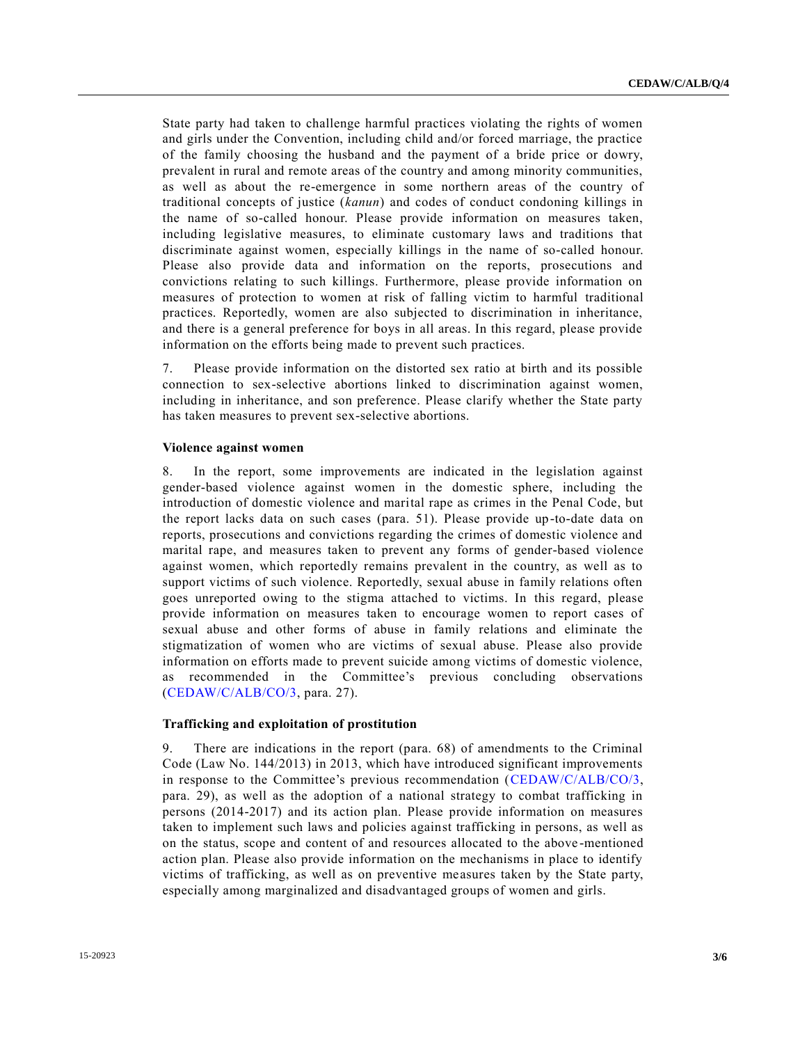State party had taken to challenge harmful practices violating the rights of women and girls under the Convention, including child and/or forced marriage, the practice of the family choosing the husband and the payment of a bride price or dowry, prevalent in rural and remote areas of the country and among minority communities, as well as about the re-emergence in some northern areas of the country of traditional concepts of justice (*kanun*) and codes of conduct condoning killings in the name of so-called honour. Please provide information on measures taken, including legislative measures, to eliminate customary laws and traditions that discriminate against women, especially killings in the name of so-called honour. Please also provide data and information on the reports, prosecutions and convictions relating to such killings. Furthermore, please provide information on measures of protection to women at risk of falling victim to harmful traditional practices. Reportedly, women are also subjected to discrimination in inheritance, and there is a general preference for boys in all areas. In this regard, please provide information on the efforts being made to prevent such practices.

7. Please provide information on the distorted sex ratio at birth and its possible connection to sex-selective abortions linked to discrimination against women, including in inheritance, and son preference. Please clarify whether the State party has taken measures to prevent sex-selective abortions.

### Violence against women

8. In the report, some improvements are indicated in the legislation against gender-based violence against women in the domestic sphere, including the introduction of domestic violence and marital rape as crimes in the Penal Code, but the report lacks data on such cases (para. 51). Please provide up-to-date data on reports, prosecutions and convictions regarding the crimes of domestic violence and marital rape, and measures taken to prevent any forms of gender-based violence against women, which reportedly remains prevalent in the country, as well as to support victims of such violence. Reportedly, sexual abuse in family relations often goes unreported owing to the stigma attached to victims. In this regard, please provide information on measures taken to encourage women to report cases of sexual abuse and other forms of abuse in family relations and eliminate the stigmatization of women who are victims of sexual abuse. Please also provide information on efforts made to prevent suicide among victims of domestic violence, as recommended in the Committee's previous concluding observations (CEDAW/C/ALB/CO/3, para. 27).

### Trafficking and exploitation of prostitution

9. There are indications in the report (para. 68) of amendments to the Criminal Code (Law No. 144/2013) in 2013, which have introduced significant improvements in response to the Committee's previous recommendation (CEDAW/C/ALB/CO/3, para. 29), as well as the adoption of a national strategy to combat trafficking in persons (2014-2017) and its action plan. Please provide information on measures taken to implement such laws and policies against trafficking in persons, as well as on the status, scope and content of and resources allocated to the above-mentioned action plan. Please also provide information on the mechanisms in place to identify victims of trafficking, as well as on preventive measures taken by the State party, especially among marginalized and disadvantaged groups of women and girls.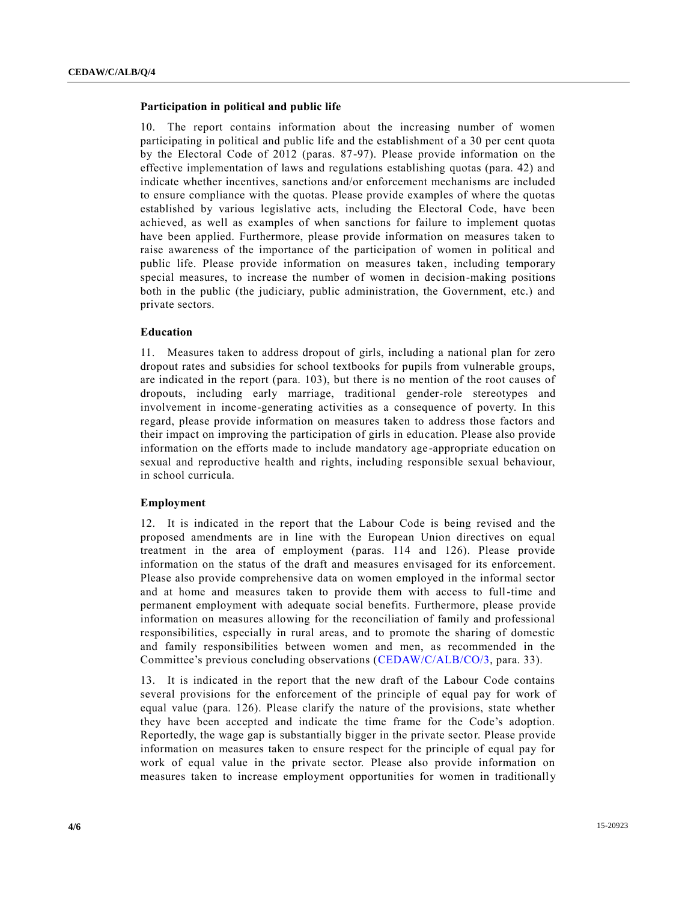### Participation in political and public life

10. The report contains information about the increasing number of women participating in political and public life and the establishment of a 30 per cent quota by the Electoral Code of 2012 (paras. 87-97). Please provide information on the effective implementation of laws and regulations establishing quotas (para. 42) and indicate whether incentives, sanctions and/or enforcement mechanisms are included to ensure compliance with the quotas. Please provide examples of where the quotas established by various legislative acts, including the Electoral Code, have been achieved, as well as examples of when sanctions for failure to implement quotas have been applied. Furthermore, please provide information on measures taken to raise awareness of the importance of the participation of women in political and public life. Please provide information on measures taken, including temporary special measures, to increase the number of women in decision-making positions both in the public (the judiciary, public administration, the Government, etc.) and private sectors.

### Education

11. Measures taken to address dropout of girls, including a national plan for zero dropout rates and subsidies for school textbooks for pupils from vulnerable groups, are indicated in the report (para. 103), but there is no mention of the root causes of dropouts, including early marriage, traditional gender-role stereotypes and involvement in income-generating activities as a consequence of poverty. In this regard, please provide information on measures taken to address those factors and their impact on improving the participation of girls in education. Please also provide information on the efforts made to include mandatory age-appropriate education on sexual and reproductive health and rights, including responsible sexual behaviour, in school curricula.

### Employment

12. It is indicated in the report that the Labour Code is being revised and the proposed amendments are in line with the European Union directives on equal treatment in the area of employment (paras. 114 and 126). Please provide information on the status of the draft and measures envisaged for its enforcement. Please also provide comprehensive data on women employed in the informal sector and at home and measures taken to provide them with access to full-time and permanent employment with adequate social benefits. Furthermore, please provide information on measures allowing for the reconciliation of family and professional responsibilities, especially in rural areas, and to promote the sharing of domestic and family responsibilities between women and men, as recommended in the Committee's previous concluding observations (CEDAW/C/ALB/CO/3, para. 33).

13. It is indicated in the report that the new draft of the Labour Code contains several provisions for the enforcement of the principle of equal pay for work of equal value (para. 126). Please clarify the nature of the provisions, state whether they have been accepted and indicate the time frame for the Code's adoption. Reportedly, the wage gap is substantially bigger in the private sector. Please provide information on measures taken to ensure respect for the principle of equal pay for work of equal value in the private sector. Please also provide information on measures taken to increase employment opportunities for women in traditionally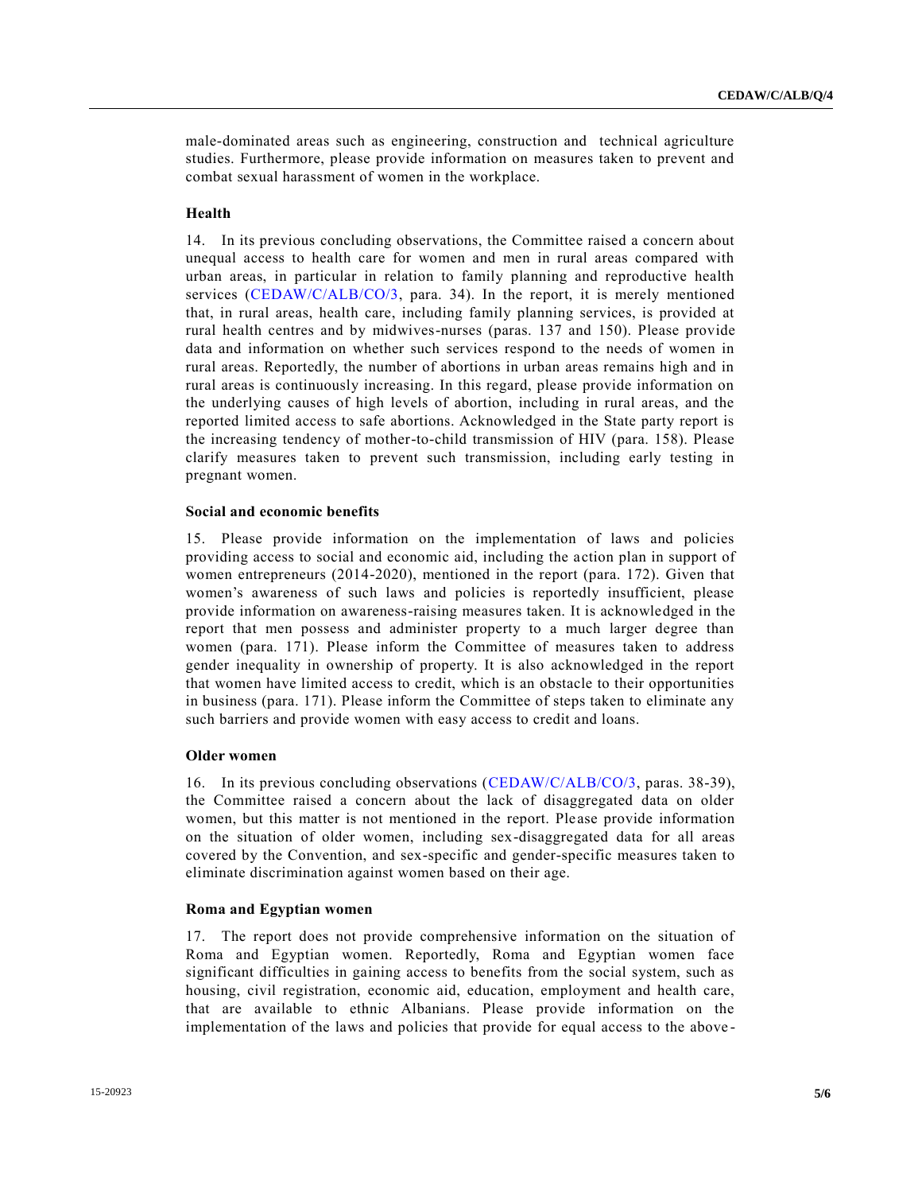male-dominated areas such as engineering, construction and technical agriculture studies. Furthermore, please provide information on measures taken to prevent and combat sexual harassment of women in the workplace.

### Health

14. In its previous concluding observations, the Committee raised a concern about unequal access to health care for women and men in rural areas compared with urban areas, in particular in relation to family planning and reproductive health services (CEDAW/C/ALB/CO/3, para. 34). In the report, it is merely mentioned that, in rural areas, health care, including family planning services, is provided at rural health centres and by midwives-nurses (paras. 137 and 150). Please provide data and information on whether such services respond to the needs of women in rural areas. Reportedly, the number of abortions in urban areas remains high and in rural areas is continuously increasing. In this regard, please provide information on the underlying causes of high levels of abortion, including in rural areas, and the reported limited access to safe abortions. Acknowledged in the State party report is the increasing tendency of mother-to-child transmission of HIV (para. 158). Please clarify measures taken to prevent such transmission, including early testing in pregnant women.

### Social and economic benefits

15. Please provide information on the implementation of laws and policies providing access to social and economic aid, including the action plan in support of women entrepreneurs (2014-2020), mentioned in the report (para. 172). Given that women's awareness of such laws and policies is reportedly insufficient, please provide information on awareness-raising measures taken. It is acknowledged in the report that men possess and administer property to a much larger degree than women (para. 171). Please inform the Committee of measures taken to address gender inequality in ownership of property. It is also acknowledged in the report that women have limited access to credit, which is an obstacle to their opportunities in business (para. 171). Please inform the Committee of steps taken to eliminate any such barriers and provide women with easy access to credit and loans.

### Older women

16. In its previous concluding observations (CEDAW/C/ALB/CO/3, paras. 38-39), the Committee raised a concern about the lack of disaggregated data on older women, but this matter is not mentioned in the report. Please provide information on the situation of older women, including sex-disaggregated data for all areas covered by the Convention, and sex-specific and gender-specific measures taken to eliminate discrimination against women based on their age.

### Roma and Egyptian women

17. The report does not provide comprehensive information on the situation of Roma and Egyptian women. Reportedly, Roma and Egyptian women face significant difficulties in gaining access to benefits from the social system, such as housing, civil registration, economic aid, education, employment and health care, that are available to ethnic Albanians. Please provide information on the implementation of the laws and policies that provide for equal access to the above-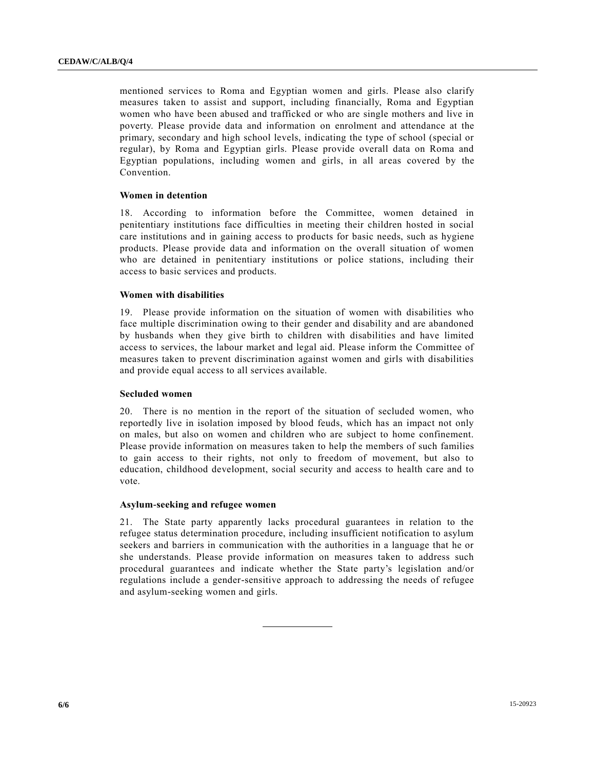mentioned services to Roma and Egyptian women and girls. Please also clarify measures taken to assist and support, including financially, Roma and Egyptian women who have been abused and trafficked or who are single mothers and live in poverty. Please provide data and information on enrolment and attendance at the primary, secondary and high school levels, indicating the type of school (special or regular), by Roma and Egyptian girls. Please provide overall data on Roma and Egyptian populations, including women and girls, in all areas covered by the Convention.

### Women in detention

18. According to information before the Committee, women detained in penitentiary institutions face difficulties in meeting their children hosted in social care institutions and in gaining access to products for basic needs, such as hygiene products. Please provide data and information on the overall situation of women who are detained in penitentiary institutions or police stations, including their access to basic services and products.

### Women with disabilities

19. Please provide information on the situation of women with disabilities who face multiple discrimination owing to their gender and disability and are abandoned by husbands when they give birth to children with disabilities and have limited access to services, the labour market and legal aid. Please inform the Committee of measures taken to prevent discrimination against women and girls with disabilities and provide equal access to all services available.

### Secluded women

20. There is no mention in the report of the situation of secluded women, who reportedly live in isolation imposed by blood feuds, which has an impact not only on males, but also on women and children who are subject to home confinement. Please provide information on measures taken to help the members of such families to gain access to their rights, not only to freedom of movement, but also to education, childhood development, social security and access to health care and to vote.

### Asylum-seeking and refugee women

21. The State party apparently lacks procedural guarantees in relation to the refugee status determination procedure, including insufficient notification to asylum seekers and barriers in communication with the authorities in a language that he or she understands. Please provide information on measures taken to address such procedural guarantees and indicate whether the State party's legislation and/or regulations include a gender-sensitive approach to addressing the needs of refugee and asylum-seeking women and girls.